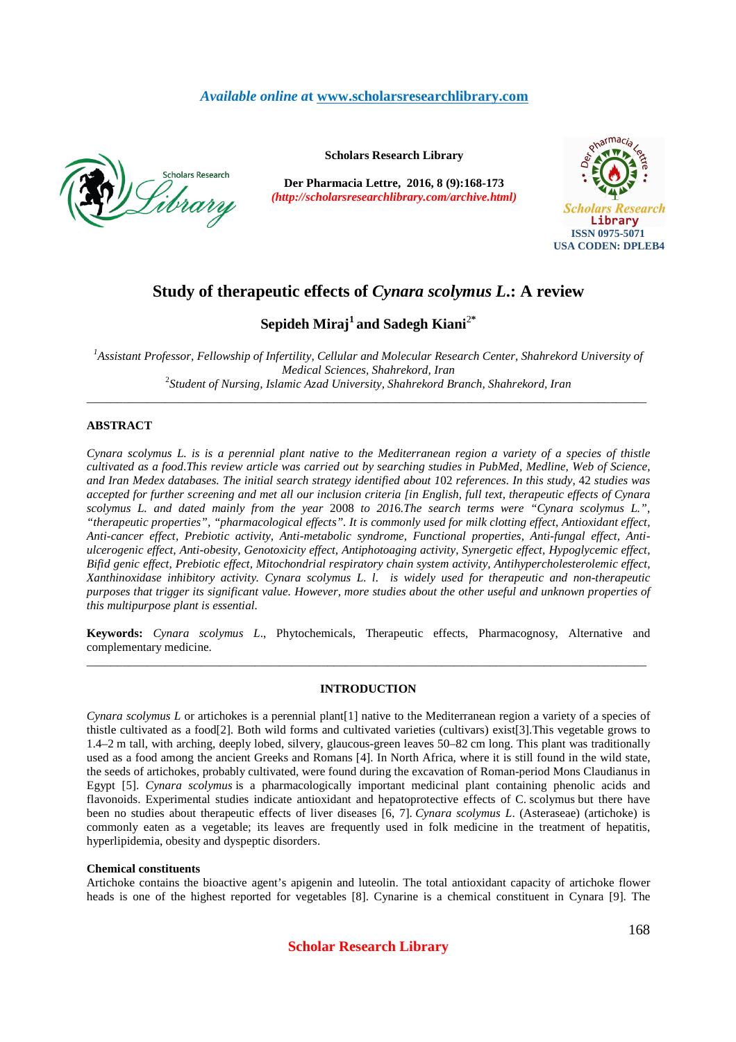Available online at www.scholarsresearchlibrary.com

Scholars Research Library

Der Pharmacia Lettre, 2016, 8 (9):168-173
(http://scholarsresearchlibrary.com/archive.html)

ISSN 0975-5071
USA CODEN: DPLEB4

# Study of therapeutic effects of *Cynara scolymus L.*: A review

**Sepideh Miraj[1] and Sadegh Kiani[2*]**

[1]*Assistant Professor, Fellowship of Infertility, Cellular and Molecular Research Center, Shahrekord University of Medical Sciences, Shahrekord, Iran*
[2]*Student of Nursing, Islamic Azad University, Shahrekord Branch, Shahrekord, Iran*

---

## ABSTRACT

*Cynara scolymus L. is is a perennial plant native to the Mediterranean region a variety of a species of thistle cultivated as a food.This review article was carried out by searching studies in PubMed, Medline, Web of Science, and Iran Medex databases. The initial search strategy identified about* 102 *references. In this study,* 42 *studies was accepted for further screening and met all our inclusion criteria [in English, full text, therapeutic effects of Cynara scolymus L. and dated mainly from the year* 2008 *to 2016.The search terms were "Cynara scolymus L.", "therapeutic properties", "pharmacological effects". It is commonly used for milk clotting effect, Antioxidant effect, Anti-cancer effect, Prebiotic activity, Anti-metabolic syndrome, Functional properties, Anti-fungal effect, Anti-ulcerogenic effect, Anti-obesity, Genotoxicity effect, Antiphotoaging activity, Synergetic effect, Hypoglycemic effect, Bifid genic effect, Prebiotic effect, Mitochondrial respiratory chain system activity, Antihypercholesterolemic effect, Xanthinoxidase inhibitory activity. Cynara scolymus L. l. is widely used for therapeutic and non-therapeutic purposes that trigger its significant value. However, more studies about the other useful and unknown properties of this multipurpose plant is essential.*

**Keywords:** *Cynara scolymus L.*, Phytochemicals, Therapeutic effects, Pharmacognosy, Alternative and complementary medicine.

---

## INTRODUCTION

*Cynara scolymus L* or artichokes is a perennial plant[1] native to the Mediterranean region a variety of a species of thistle cultivated as a food[2]. Both wild forms and cultivated varieties (cultivars) exist[3].This vegetable grows to 1.4–2 m tall, with arching, deeply lobed, silvery, glaucous-green leaves 50–82 cm long. This plant was traditionally used as a food among the ancient Greeks and Romans [4]. In North Africa, where it is still found in the wild state, the seeds of artichokes, probably cultivated, were found during the excavation of Roman-period Mons Claudianus in Egypt [5]. *Cynara scolymus* is a pharmacologically important medicinal plant containing phenolic acids and flavonoids. Experimental studies indicate antioxidant and hepatoprotective effects of C. scolymus but there have been no studies about therapeutic effects of liver diseases [6, 7]. *Cynara scolymus L*. (Asteraseae) (artichoke) is commonly eaten as a vegetable; its leaves are frequently used in folk medicine in the treatment of hepatitis, hyperlipidemia, obesity and dyspeptic disorders.

### Chemical constituents

Artichoke contains the bioactive agent's apigenin and luteolin. The total antioxidant capacity of artichoke flower heads is one of the highest reported for vegetables [8]. Cynarine is a chemical constituent in Cynara [9]. The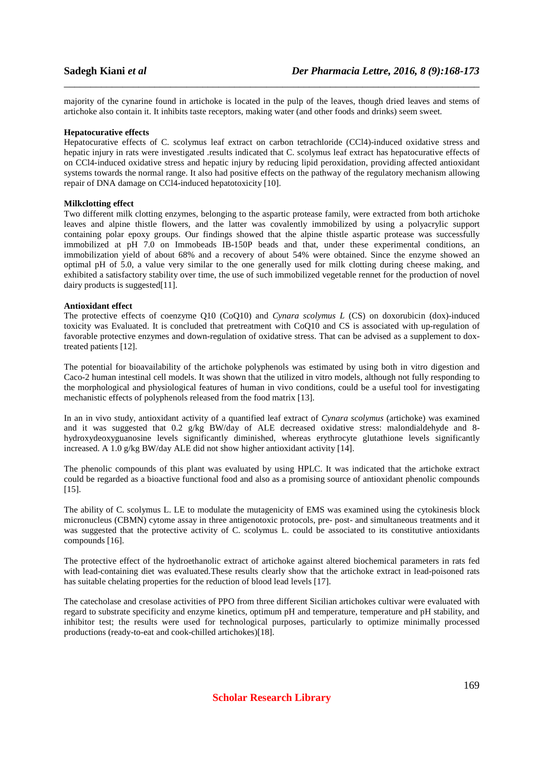majority of the cynarine found in artichoke is located in the pulp of the leaves, though dried leaves and stems of artichoke also contain it. It inhibits taste receptors, making water (and other foods and drinks) seem sweet.

**Hepatocurative effects**

Hepatocurative effects of C. scolymus leaf extract on carbon tetrachloride ($CCl_4$)-induced oxidative stress and hepatic injury in rats were investigated .results indicated that C. scolymus leaf extract has hepatocurative effects of on $CCl_4$-induced oxidative stress and hepatic injury by reducing lipid peroxidation, providing affected antioxidant systems towards the normal range. It also had positive effects on the pathway of the regulatory mechanism allowing repair of DNA damage on $CCl_4$-induced hepatotoxicity [10].

**Milkclotting effect**

Two different milk clotting enzymes, belonging to the aspartic protease family, were extracted from both artichoke leaves and alpine thistle flowers, and the latter was covalently immobilized by using a polyacrylic support containing polar epoxy groups. Our findings showed that the alpine thistle aspartic protease was successfully immobilized at pH 7.0 on Immobeads IB-150P beads and that, under these experimental conditions, an immobilization yield of about 68% and a recovery of about 54% were obtained. Since the enzyme showed an optimal pH of 5.0, a value very similar to the one generally used for milk clotting during cheese making, and exhibited a satisfactory stability over time, the use of such immobilized vegetable rennet for the production of novel dairy products is suggested[11].

**Antioxidant effect**

The protective effects of coenzyme Q10 (CoQ10) and *Cynara scolymus L* (CS) on doxorubicin (dox)-induced toxicity was Evaluated. It is concluded that pretreatment with CoQ10 and CS is associated with up-regulation of favorable protective enzymes and down-regulation of oxidative stress. That can be advised as a supplement to dox-treated patients [12].

The potential for bioavailability of the artichoke polyphenols was estimated by using both in vitro digestion and Caco-2 human intestinal cell models. It was shown that the utilized in vitro models, although not fully responding to the morphological and physiological features of human in vivo conditions, could be a useful tool for investigating mechanistic effects of polyphenols released from the food matrix [13].

In an in vivo study, antioxidant activity of a quantified leaf extract of *Cynara scolymus* (artichoke) was examined and it was suggested that 0.2 g/kg BW/day of ALE decreased oxidative stress: malondialdehyde and 8-hydroxydeoxyguanosine levels significantly diminished, whereas erythrocyte glutathione levels significantly increased. A 1.0 g/kg BW/day ALE did not show higher antioxidant activity [14].

The phenolic compounds of this plant was evaluated by using HPLC. It was indicated that the artichoke extract could be regarded as a bioactive functional food and also as a promising source of antioxidant phenolic compounds [15].

The ability of C. scolymus L. LE to modulate the mutagenicity of EMS was examined using the cytokinesis block micronucleus (CBMN) cytome assay in three antigenotoxic protocols, pre- post- and simultaneous treatments and it was suggested that the protective activity of C. scolymus L. could be associated to its constitutive antioxidants compounds [16].

The protective effect of the hydroethanolic extract of artichoke against altered biochemical parameters in rats fed with lead-containing diet was evaluated.These results clearly show that the artichoke extract in lead-poisoned rats has suitable chelating properties for the reduction of blood lead levels [17].

The catecholase and cresolase activities of PPO from three different Sicilian artichokes cultivar were evaluated with regard to substrate specificity and enzyme kinetics, optimum pH and temperature, temperature and pH stability, and inhibitor test; the results were used for technological purposes, particularly to optimize minimally processed productions (ready-to-eat and cook-chilled artichokes)[18].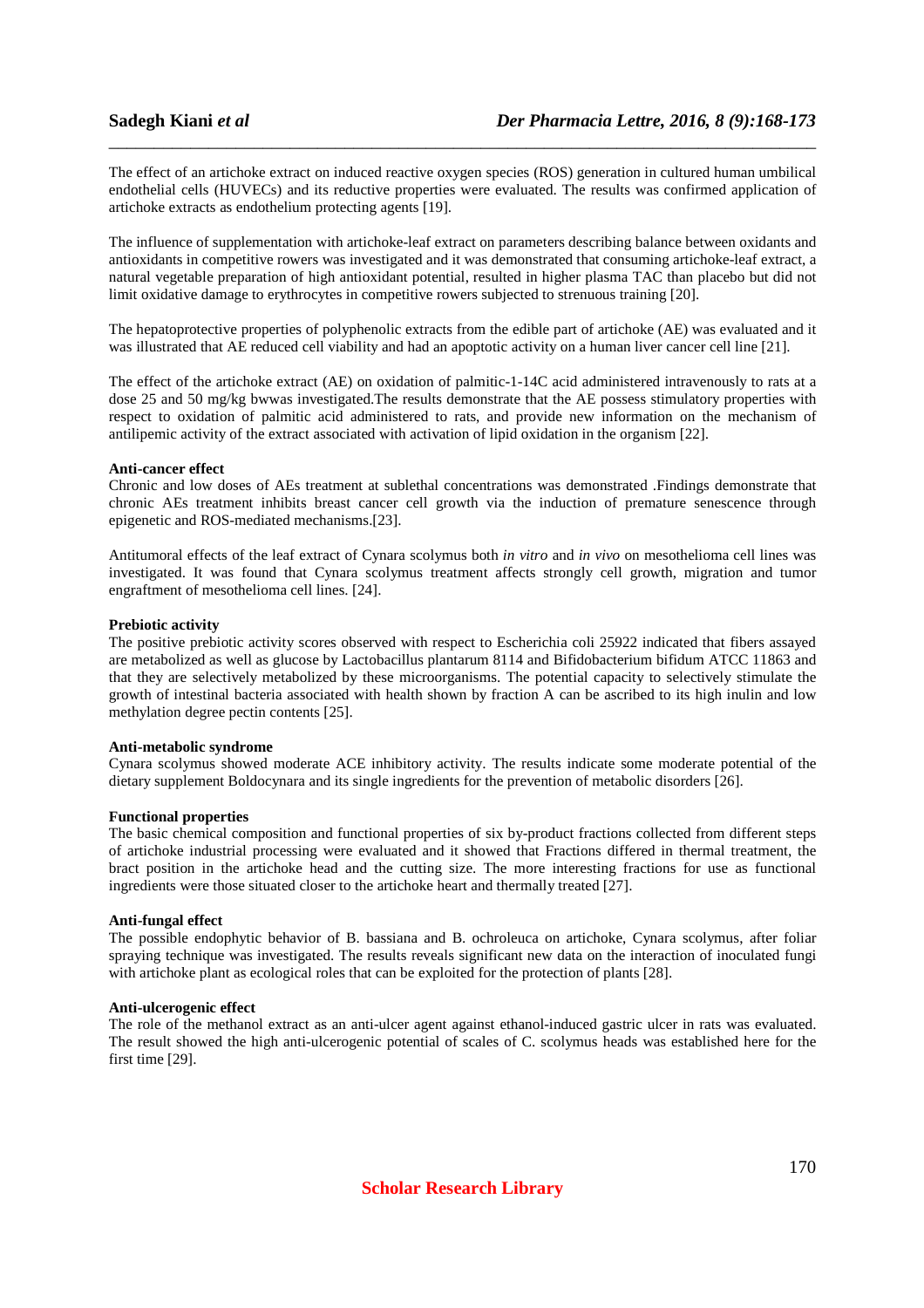The effect of an artichoke extract on induced reactive oxygen species (ROS) generation in cultured human umbilical endothelial cells (HUVECs) and its reductive properties were evaluated. The results was confirmed application of artichoke extracts as endothelium protecting agents [19].

The influence of supplementation with artichoke-leaf extract on parameters describing balance between oxidants and antioxidants in competitive rowers was investigated and it was demonstrated that consuming artichoke-leaf extract, a natural vegetable preparation of high antioxidant potential, resulted in higher plasma TAC than placebo but did not limit oxidative damage to erythrocytes in competitive rowers subjected to strenuous training [20].

The hepatoprotective properties of polyphenolic extracts from the edible part of artichoke (AE) was evaluated and it was illustrated that AE reduced cell viability and had an apoptotic activity on a human liver cancer cell line [21].

The effect of the artichoke extract (AE) on oxidation of palmitic-1-14C acid administered intravenously to rats at a dose 25 and 50 mg/kg bwwas investigated.The results demonstrate that the AE possess stimulatory properties with respect to oxidation of palmitic acid administered to rats, and provide new information on the mechanism of antilipemic activity of the extract associated with activation of lipid oxidation in the organism [22].

**Anti-cancer effect**
Chronic and low doses of AEs treatment at sublethal concentrations was demonstrated .Findings demonstrate that chronic AEs treatment inhibits breast cancer cell growth via the induction of premature senescence through epigenetic and ROS-mediated mechanisms.[23].

Antitumoral effects of the leaf extract of Cynara scolymus both *in vitro* and *in vivo* on mesothelioma cell lines was investigated. It was found that Cynara scolymus treatment affects strongly cell growth, migration and tumor engraftment of mesothelioma cell lines. [24].

**Prebiotic activity**
The positive prebiotic activity scores observed with respect to Escherichia coli 25922 indicated that fibers assayed are metabolized as well as glucose by Lactobacillus plantarum 8114 and Bifidobacterium bifidum ATCC 11863 and that they are selectively metabolized by these microorganisms. The potential capacity to selectively stimulate the growth of intestinal bacteria associated with health shown by fraction A can be ascribed to its high inulin and low methylation degree pectin contents [25].

**Anti-metabolic syndrome**
Cynara scolymus showed moderate ACE inhibitory activity. The results indicate some moderate potential of the dietary supplement Boldocynara and its single ingredients for the prevention of metabolic disorders [26].

**Functional properties**
The basic chemical composition and functional properties of six by-product fractions collected from different steps of artichoke industrial processing were evaluated and it showed that Fractions differed in thermal treatment, the bract position in the artichoke head and the cutting size. The more interesting fractions for use as functional ingredients were those situated closer to the artichoke heart and thermally treated [27].

**Anti-fungal effect**
The possible endophytic behavior of B. bassiana and B. ochroleuca on artichoke, Cynara scolymus, after foliar spraying technique was investigated. The results reveals significant new data on the interaction of inoculated fungi with artichoke plant as ecological roles that can be exploited for the protection of plants [28].

**Anti-ulcerogenic effect**
The role of the methanol extract as an anti-ulcer agent against ethanol-induced gastric ulcer in rats was evaluated. The result showed the high anti-ulcerogenic potential of scales of C. scolymus heads was established here for the first time [29].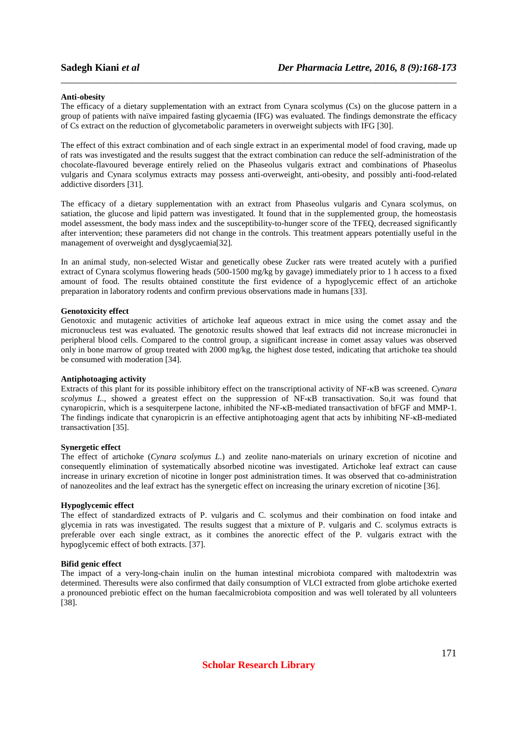**Anti-obesity**

The efficacy of a dietary supplementation with an extract from Cynara scolymus (Cs) on the glucose pattern in a group of patients with naïve impaired fasting glycaemia (IFG) was evaluated. The findings demonstrate the efficacy of Cs extract on the reduction of glycometabolic parameters in overweight subjects with IFG [30].

The effect of this extract combination and of each single extract in an experimental model of food craving, made up of rats was investigated and the results suggest that the extract combination can reduce the self-administration of the chocolate-flavoured beverage entirely relied on the Phaseolus vulgaris extract and combinations of Phaseolus vulgaris and Cynara scolymus extracts may possess anti-overweight, anti-obesity, and possibly anti-food-related addictive disorders [31].

The efficacy of a dietary supplementation with an extract from Phaseolus vulgaris and Cynara scolymus, on satiation, the glucose and lipid pattern was investigated. It found that in the supplemented group, the homeostasis model assessment, the body mass index and the susceptibility-to-hunger score of the TFEQ, decreased significantly after intervention; these parameters did not change in the controls. This treatment appears potentially useful in the management of overweight and dysglycaemia[32].

In an animal study, non-selected Wistar and genetically obese Zucker rats were treated acutely with a purified extract of Cynara scolymus flowering heads (500-1500 mg/kg by gavage) immediately prior to 1 h access to a fixed amount of food. The results obtained constitute the first evidence of a hypoglycemic effect of an artichoke preparation in laboratory rodents and confirm previous observations made in humans [33].

**Genotoxicity effect**

Genotoxic and mutagenic activities of artichoke leaf aqueous extract in mice using the comet assay and the micronucleus test was evaluated. The genotoxic results showed that leaf extracts did not increase micronuclei in peripheral blood cells. Compared to the control group, a significant increase in comet assay values was observed only in bone marrow of group treated with 2000 mg/kg, the highest dose tested, indicating that artichoke tea should be consumed with moderation [34].

**Antiphotoaging activity**

Extracts of this plant for its possible inhibitory effect on the transcriptional activity of NF-κB was screened. *Cynara scolymus L.*, showed a greatest effect on the suppression of NF-κB transactivation. So,it was found that cynaropicrin, which is a sesquiterpene lactone, inhibited the NF-κB-mediated transactivation of bFGF and MMP-1. The findings indicate that cynaropicrin is an effective antiphotoaging agent that acts by inhibiting NF-κB-mediated transactivation [35].

**Synergetic effect**

The effect of artichoke (*Cynara scolymus L.*) and zeolite nano-materials on urinary excretion of nicotine and consequently elimination of systematically absorbed nicotine was investigated. Artichoke leaf extract can cause increase in urinary excretion of nicotine in longer post administration times. It was observed that co-administration of nanozeolites and the leaf extract has the synergetic effect on increasing the urinary excretion of nicotine [36].

**Hypoglycemic effect**

The effect of standardized extracts of P. vulgaris and C. scolymus and their combination on food intake and glycemia in rats was investigated. The results suggest that a mixture of P. vulgaris and C. scolymus extracts is preferable over each single extract, as it combines the anorectic effect of the P. vulgaris extract with the hypoglycemic effect of both extracts. [37].

**Bifid genic effect**

The impact of a very-long-chain inulin on the human intestinal microbiota compared with maltodextrin was determined. Theresults were also confirmed that daily consumption of VLCI extracted from globe artichoke exerted a pronounced prebiotic effect on the human faecalmicrobiota composition and was well tolerated by all volunteers [38].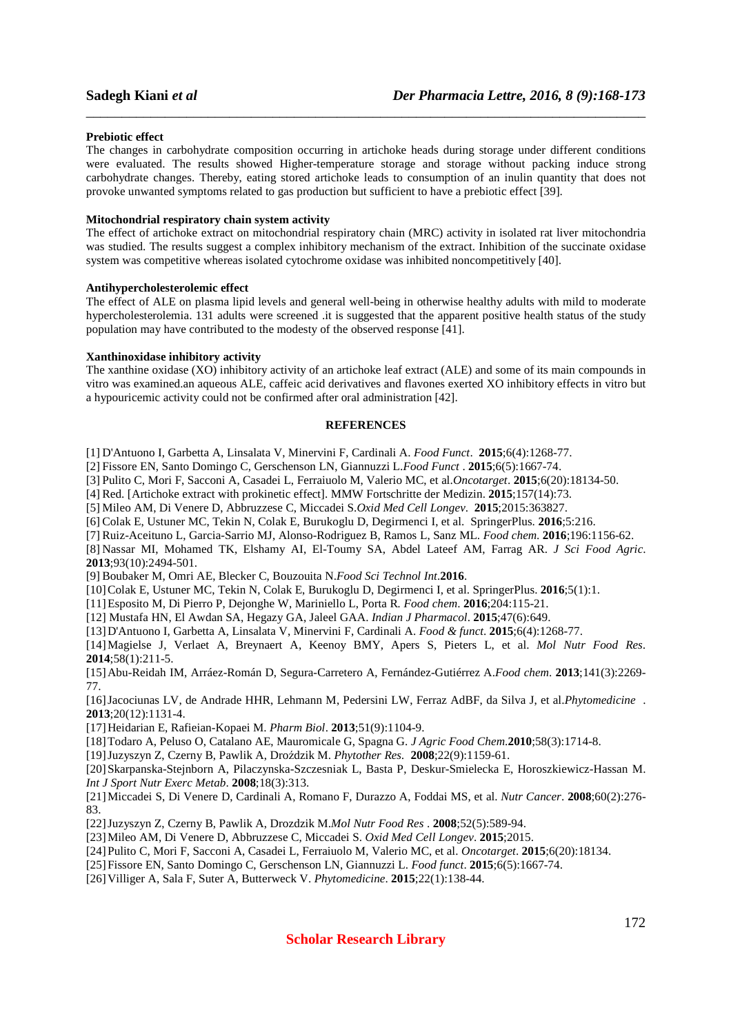**Prebiotic effect**

The changes in carbohydrate composition occurring in artichoke heads during storage under different conditions were evaluated. The results showed Higher-temperature storage and storage without packing induce strong carbohydrate changes. Thereby, eating stored artichoke leads to consumption of an inulin quantity that does not provoke unwanted symptoms related to gas production but sufficient to have a prebiotic effect [39].

**Mitochondrial respiratory chain system activity**

The effect of artichoke extract on mitochondrial respiratory chain (MRC) activity in isolated rat liver mitochondria was studied. The results suggest a complex inhibitory mechanism of the extract. Inhibition of the succinate oxidase system was competitive whereas isolated cytochrome oxidase was inhibited noncompetitively [40].

**Antihypercholesterolemic effect**

The effect of ALE on plasma lipid levels and general well-being in otherwise healthy adults with mild to moderate hypercholesterolemia. 131 adults were screened .it is suggested that the apparent positive health status of the study population may have contributed to the modesty of the observed response [41].

**Xanthinoxidase inhibitory activity**

The xanthine oxidase (XO) inhibitory activity of an artichoke leaf extract (ALE) and some of its main compounds in vitro was examined.an aqueous ALE, caffeic acid derivatives and flavones exerted XO inhibitory effects in vitro but a hypouricemic activity could not be confirmed after oral administration [42].

**REFERENCES**

[1] D'Antuono I, Garbetta A, Linsalata V, Minervini F, Cardinali A. *Food Funct*. **2015**;6(4):1268-77.
[2] Fissore EN, Santo Domingo C, Gerschenson LN, Giannuzzi L.*Food Funct* . **2015**;6(5):1667-74.
[3] Pulito C, Mori F, Sacconi A, Casadei L, Ferraiuolo M, Valerio MC, et al.*Oncotarget*. **2015**;6(20):18134-50.
[4] Red. [Artichoke extract with prokinetic effect]. MMW Fortschritte der Medizin. **2015**;157(14):73.
[5] Mileo AM, Di Venere D, Abbruzzese C, Miccadei S.*Oxid Med Cell Longev*. **2015**;2015:363827.
[6] Colak E, Ustuner MC, Tekin N, Colak E, Burukoglu D, Degirmenci I, et al. SpringerPlus. **2016**;5:216.
[7] Ruiz-Aceituno L, Garcia-Sarrio MJ, Alonso-Rodriguez B, Ramos L, Sanz ML. *Food chem*. **2016**;196:1156-62.
[8] Nassar MI, Mohamed TK, Elshamy AI, El-Toumy SA, Abdel Lateef AM, Farrag AR. *J Sci Food Agric*. **2013**;93(10):2494-501.
[9] Boubaker M, Omri AE, Blecker C, Bouzouita N.*Food Sci Technol Int*.**2016**.
[10] Colak E, Ustuner MC, Tekin N, Colak E, Burukoglu D, Degirmenci I, et al. SpringerPlus. **2016**;5(1):1.
[11] Esposito M, Di Pierro P, Dejonghe W, Mariniello L, Porta R. *Food chem*. **2016**;204:115-21.
[12] Mustafa HN, El Awdan SA, Hegazy GA, Jaleel GAA. *Indian J Pharmacol*. **2015**;47(6):649.
[13] D'Antuono I, Garbetta A, Linsalata V, Minervini F, Cardinali A. *Food & funct*. **2015**;6(4):1268-77.
[14] Magielse J, Verlaet A, Breynaert A, Keenoy BMY, Apers S, Pieters L, et al. *Mol Nutr Food Res*. **2014**;58(1):211-5.
[15] Abu-Reidah IM, Arráez-Román D, Segura-Carretero A, Fernández-Gutiérrez A.*Food chem*. **2013**;141(3):2269-77.
[16] Jacociunas LV, de Andrade HHR, Lehmann M, Pedersini LW, Ferraz AdBF, da Silva J, et al.*Phytomedicine* . **2013**;20(12):1131-4.
[17] Heidarian E, Rafieian-Kopaei M. *Pharm Biol*. **2013**;51(9):1104-9.
[18] Todaro A, Peluso O, Catalano AE, Mauromicale G, Spagna G. *J Agric Food Chem*.**2010**;58(3):1714-8.
[19] Juzyszyn Z, Czerny B, Pawlik A, Droździk M. *Phytother Res*. **2008**;22(9):1159-61.
[20] Skarpanska-Stejnborn A, Pilaczynska-Szczesniak L, Basta P, Deskur-Smielecka E, Horoszkiewicz-Hassan M. *Int J Sport Nutr Exerc Metab*. **2008**;18(3):313.
[21] Miccadei S, Di Venere D, Cardinali A, Romano F, Durazzo A, Foddai MS, et al. *Nutr Cancer*. **2008**;60(2):276-83.
[22] Juzyszyn Z, Czerny B, Pawlik A, Drozdzik M.*Mol Nutr Food Res* . **2008**;52(5):589-94.
[23] Mileo AM, Di Venere D, Abbruzzese C, Miccadei S. *Oxid Med Cell Longev*. **2015**;2015.
[24] Pulito C, Mori F, Sacconi A, Casadei L, Ferraiuolo M, Valerio MC, et al. *Oncotarget*. **2015**;6(20):18134.
[25] Fissore EN, Santo Domingo C, Gerschenson LN, Giannuzzi L. *Food funct*. **2015**;6(5):1667-74.
[26] Villiger A, Sala F, Suter A, Butterweck V. *Phytomedicine*. **2015**;22(1):138-44.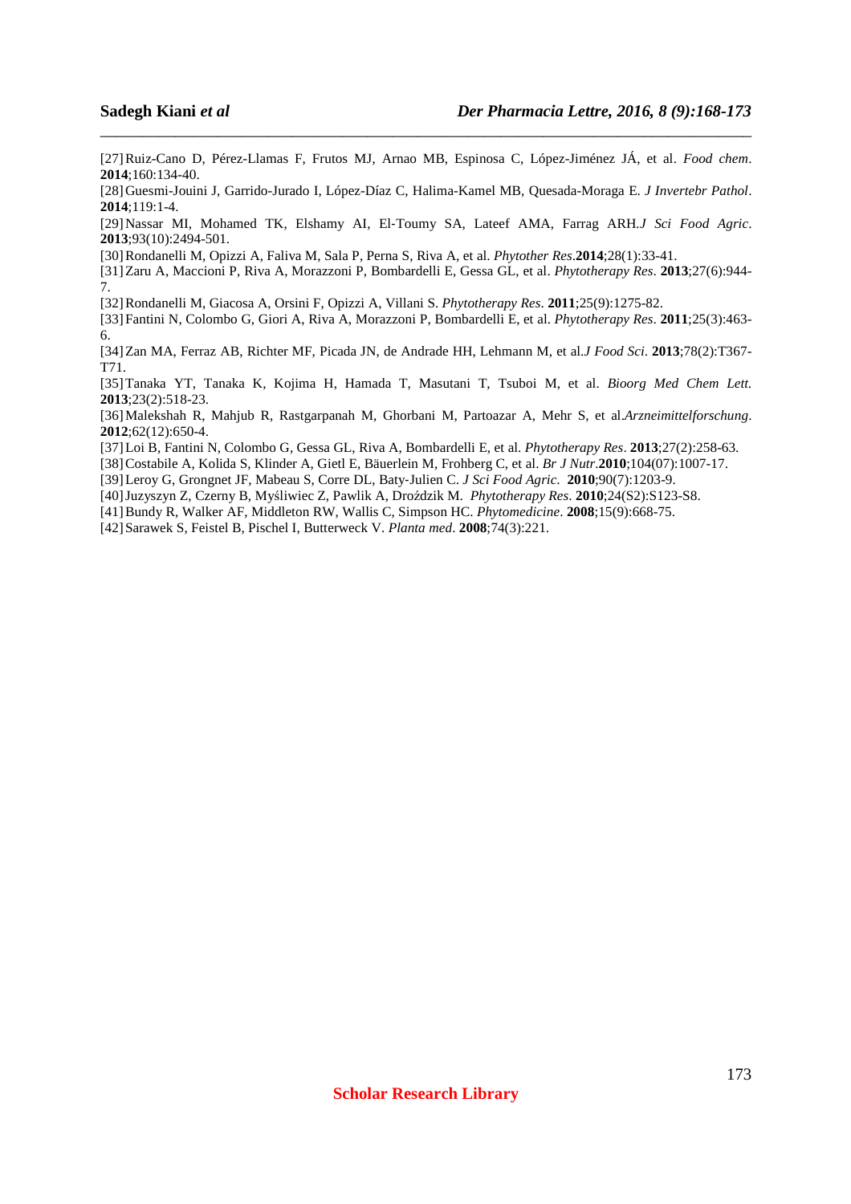[27] Ruiz-Cano D, Pérez-Llamas F, Frutos MJ, Arnao MB, Espinosa C, López-Jiménez JÁ, et al. *Food chem*. **2014**;160:134-40.

[28] Guesmi-Jouini J, Garrido-Jurado I, López-Díaz C, Halima-Kamel MB, Quesada-Moraga E. *J Invertebr Pathol*. **2014**;119:1-4.

[29] Nassar MI, Mohamed TK, Elshamy AI, El-Toumy SA, Lateef AMA, Farrag ARH.*J Sci Food Agric*. **2013**;93(10):2494-501.

[30] Rondanelli M, Opizzi A, Faliva M, Sala P, Perna S, Riva A, et al. *Phytother Res*.**2014**;28(1):33-41.

[31] Zaru A, Maccioni P, Riva A, Morazzoni P, Bombardelli E, Gessa GL, et al. *Phytotherapy Res*. **2013**;27(6):944-7.

[32] Rondanelli M, Giacosa A, Orsini F, Opizzi A, Villani S. *Phytotherapy Res*. **2011**;25(9):1275-82.

[33] Fantini N, Colombo G, Giori A, Riva A, Morazzoni P, Bombardelli E, et al. *Phytotherapy Res*. **2011**;25(3):463-6.

[34] Zan MA, Ferraz AB, Richter MF, Picada JN, de Andrade HH, Lehmann M, et al.*J Food Sci*. **2013**;78(2):T367-T71.

[35] Tanaka YT, Tanaka K, Kojima H, Hamada T, Masutani T, Tsuboi M, et al. *Bioorg Med Chem Lett*. **2013**;23(2):518-23.

[36] Malekshah R, Mahjub R, Rastgarpanah M, Ghorbani M, Partoazar A, Mehr S, et al.*Arzneimittelforschung*. **2012**;62(12):650-4.

[37] Loi B, Fantini N, Colombo G, Gessa GL, Riva A, Bombardelli E, et al. *Phytotherapy Res*. **2013**;27(2):258-63.

[38] Costabile A, Kolida S, Klinder A, Gietl E, Bäuerlein M, Frohberg C, et al. *Br J Nutr*.**2010**;104(07):1007-17.

[39] Leroy G, Grongnet JF, Mabeau S, Corre DL, Baty-Julien C. *J Sci Food Agric*. **2010**;90(7):1203-9.

[40] Juzyszyn Z, Czerny B, Myśliwiec Z, Pawlik A, Droździk M. *Phytotherapy Res*. **2010**;24(S2):S123-S8.

[41] Bundy R, Walker AF, Middleton RW, Wallis C, Simpson HC. *Phytomedicine*. **2008**;15(9):668-75.

[42] Sarawek S, Feistel B, Pischel I, Butterweck V. *Planta med*. **2008**;74(3):221.